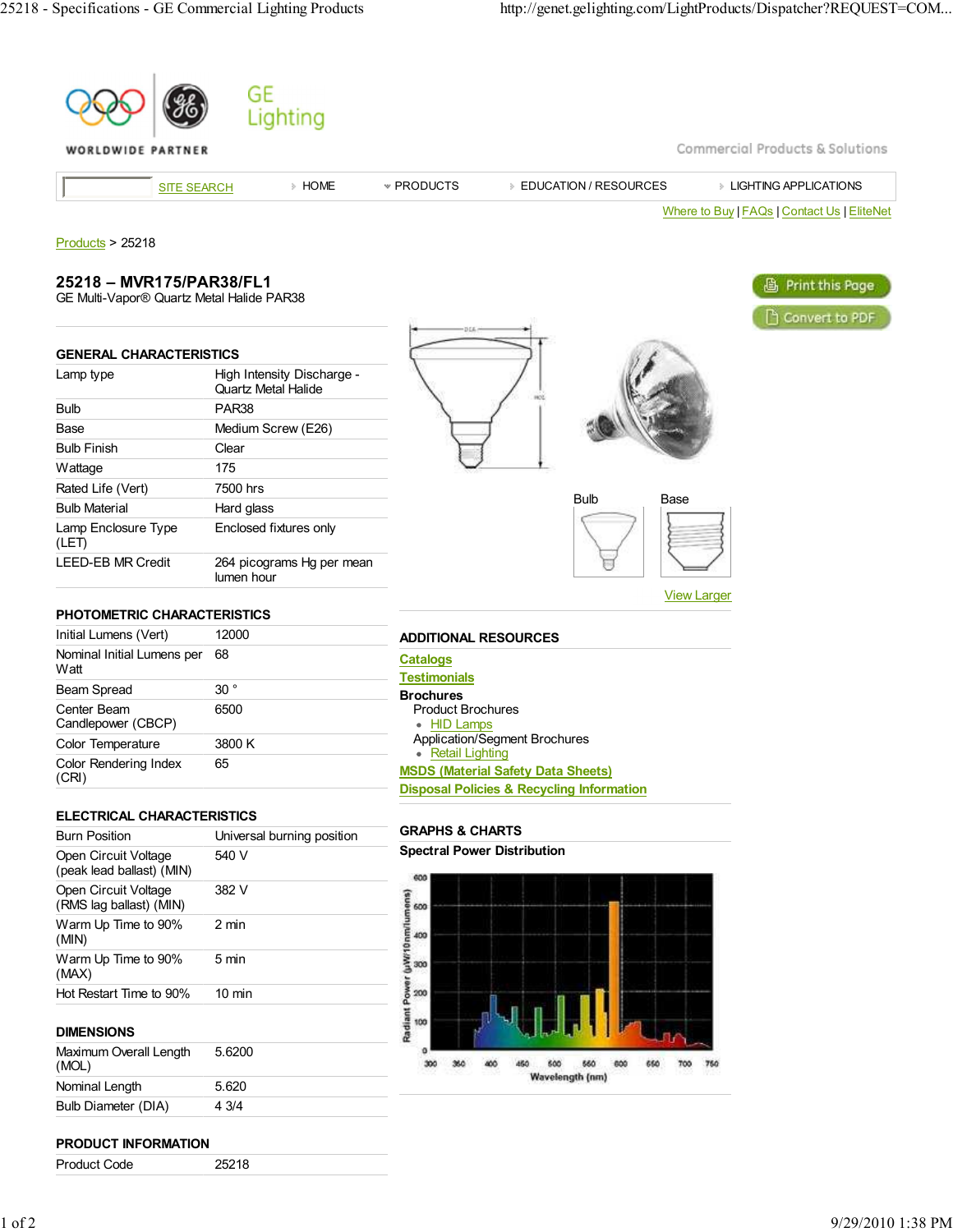GE Lighting

Commercial Products & Solutions

SITE SEARCH | HOME | PRODUCTS | EDUCATION / RESOURCES | LIGHTING APPLICATIONS

Where to Buy | FAQs | Contact Us | EliteNet

Products > 25218

# 25218 – MVR175/PAR38/FL1

GE Multi-Vapor® Quartz Metal Halide PAR38

Print this Page

Convert to PDF

## GENERAL CHARACTERISTICS

| | |
|---|---|
| Lamp type | High Intensity Discharge - Quartz Metal Halide |
| Bulb | PAR38 |
| Base | Medium Screw (E26) |
| Bulb Finish | Clear |
| Wattage | 175 |
| Rated Life (Vert) | 7500 hrs |
| Bulb Material | Hard glass |
| Lamp Enclosure Type (LET) | Enclosed fixtures only |
| LEED-EB MR Credit | 264 picograms Hg per mean lumen hour |

## PHOTOMETRIC CHARACTERISTICS

| | |
|---|---|
| Initial Lumens (Vert) | 12000 |
| Nominal Initial Lumens per Watt | 68 |
| Beam Spread | 30 ° |
| Center Beam Candlepower (CBCP) | 6500 |
| Color Temperature | 3800 K |
| Color Rendering Index (CRI) | 65 |

## ELECTRICAL CHARACTERISTICS

| | |
|---|---|
| Burn Position | Universal burning position |
| Open Circuit Voltage (peak lead ballast) (MIN) | 540 V |
| Open Circuit Voltage (RMS lag ballast) (MIN) | 382 V |
| Warm Up Time to 90% (MIN) | 2 min |
| Warm Up Time to 90% (MAX) | 5 min |
| Hot Restart Time to 90% | 10 min |

## DIMENSIONS

| | |
|---|---|
| Maximum Overall Length (MOL) | 5.6200 |
| Nominal Length | 5.620 |
| Bulb Diameter (DIA) | 4 3/4 |

## PRODUCT INFORMATION

| | |
|---|---|
| Product Code | 25218 |

Bulb

Base

View Larger

## ADDITIONAL RESOURCES

Catalogs

Testimonials

**Brochures**

Product Brochures

- HID Lamps

Application/Segment Brochures

- Retail Lighting

MSDS (Material Safety Data Sheets)

Disposal Policies & Recycling Information

## GRAPHS & CHARTS

**Spectral Power Distribution**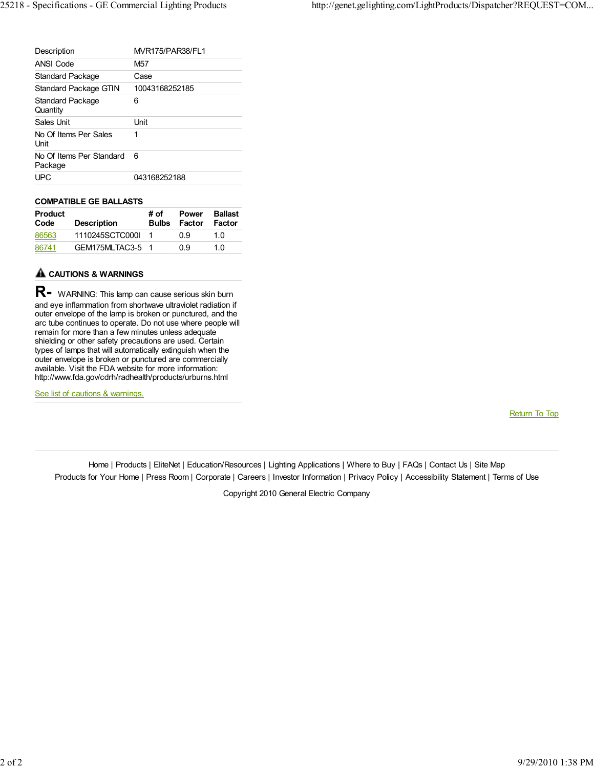| | |
|---|---|
| Description | MVR175/PAR38/FL1 |
| ANSI Code | M57 |
| Standard Package | Case |
| Standard Package GTIN | 10043168252185 |
| Standard Package Quantity | 6 |
| Sales Unit | Unit |
| No Of Items Per Sales Unit | 1 |
| No Of Items Per Standard Package | 6 |
| UPC | 043168252188 |

### COMPATIBLE GE BALLASTS

| Product Code | Description | # of Bulbs | Power Factor | Ballast Factor |
|---|---|---|---|---|
| 86563 | 1110245SCTC000I | 1 | 0.9 | 1.0 |
| 86741 | GEM175MLTAC3-5 | 1 | 0.9 | 1.0 |

### CAUTIONS & WARNINGS

**R-** WARNING: This lamp can cause serious skin burn and eye inflammation from shortwave ultraviolet radiation if outer envelope of the lamp is broken or punctured, and the arc tube continues to operate. Do not use where people will remain for more than a few minutes unless adequate shielding or other safety precautions are used. Certain types of lamps that will automatically extinguish when the outer envelope is broken or punctured are commercially available. Visit the FDA website for more information: http://www.fda.gov/cdrh/radhealth/products/urburns.html

See list of cautions & warnings.

Return To Top

Home | Products | EliteNet | Education/Resources | Lighting Applications | Where to Buy | FAQs | Contact Us | Site Map
Products for Your Home | Press Room | Corporate | Careers | Investor Information | Privacy Policy | Accessibility Statement | Terms of Use

Copyright 2010 General Electric Company